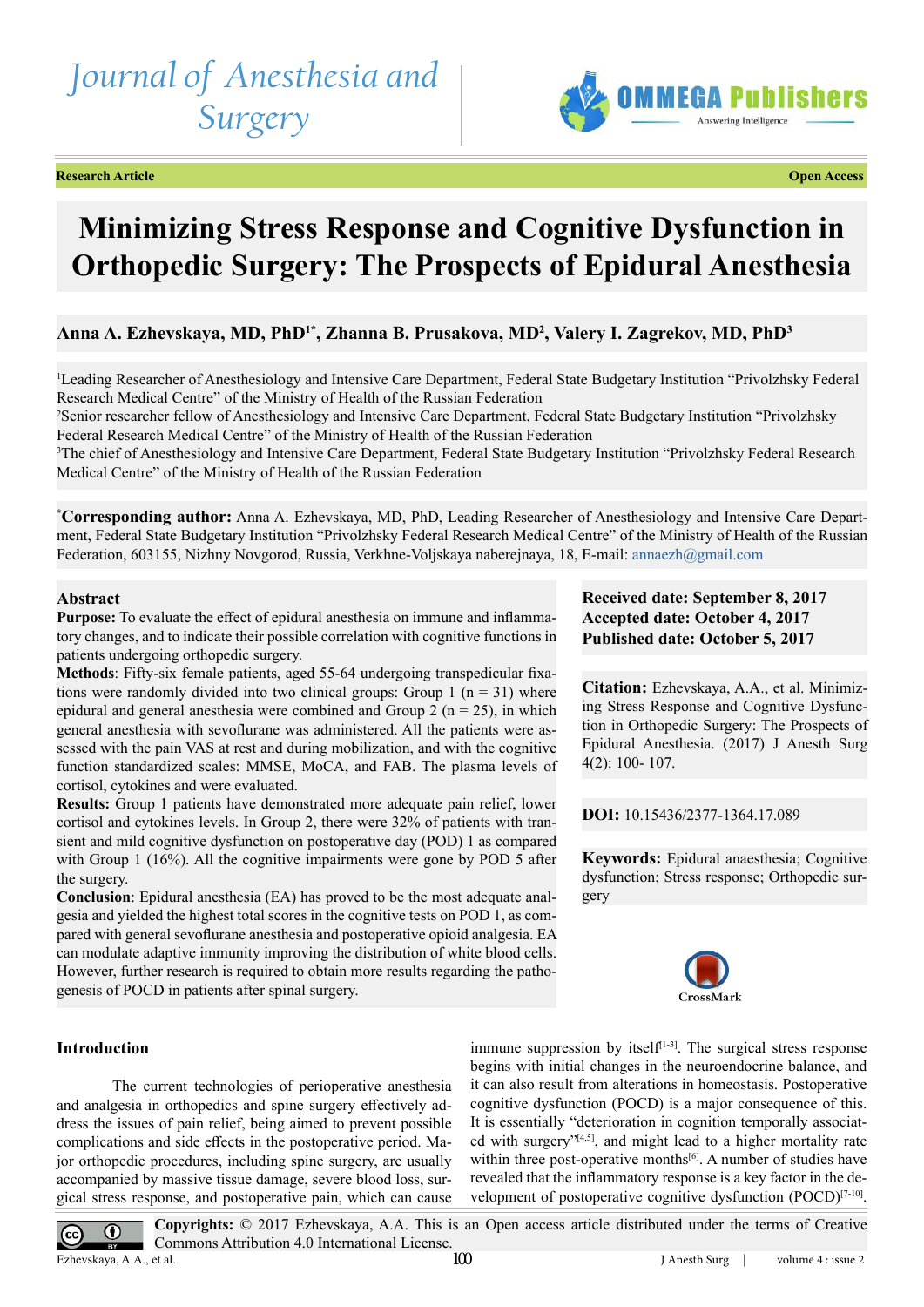Journal of Anesthesia and Surgery

**Research Article** **Open Access**

# Minimizing Stress Response and Cognitive Dysfunction in Orthopedic Surgery: The Prospects of Epidural Anesthesia

**Anna A. Ezhevskaya, MD, PhD[1*], Zhanna B. Prusakova, MD[2], Valery I. Zagrekov, MD, PhD[3]**

[1]Leading Researcher of Anesthesiology and Intensive Care Department, Federal State Budgetary Institution "Privolzhsky Federal Research Medical Centre" of the Ministry of Health of the Russian Federation
[2]Senior researcher fellow of Anesthesiology and Intensive Care Department, Federal State Budgetary Institution "Privolzhsky Federal Research Medical Centre" of the Ministry of Health of the Russian Federation
[3]The chief of Anesthesiology and Intensive Care Department, Federal State Budgetary Institution "Privolzhsky Federal Research Medical Centre" of the Ministry of Health of the Russian Federation

[*]**Corresponding author:** Anna A. Ezhevskaya, MD, PhD, Leading Researcher of Anesthesiology and Intensive Care Department, Federal State Budgetary Institution "Privolzhsky Federal Research Medical Centre" of the Ministry of Health of the Russian Federation, 603155, Nizhny Novgorod, Russia, Verkhne-Voljskaya naberejnaya, 18, E-mail: annaezh@gmail.com

## Abstract

**Purpose:** To evaluate the effect of epidural anesthesia on immune and inflammatory changes, and to indicate their possible correlation with cognitive functions in patients undergoing orthopedic surgery.

**Methods**: Fifty-six female patients, aged 55-64 undergoing transpedicular fixations were randomly divided into two clinical groups: Group 1 (n = 31) where epidural and general anesthesia were combined and Group 2 (n = 25), in which general anesthesia with sevoflurane was administered. All the patients were assessed with the pain VAS at rest and during mobilization, and with the cognitive function standardized scales: MMSE, MoCA, and FAB. The plasma levels of cortisol, cytokines and were evaluated.

**Results:** Group 1 patients have demonstrated more adequate pain relief, lower cortisol and cytokines levels. In Group 2, there were 32% of patients with transient and mild cognitive dysfunction on postoperative day (POD) 1 as compared with Group 1 (16%). All the cognitive impairments were gone by POD 5 after the surgery.

**Conclusion**: Epidural anesthesia (EA) has proved to be the most adequate analgesia and yielded the highest total scores in the cognitive tests on POD 1, as compared with general sevoflurane anesthesia and postoperative opioid analgesia. EA can modulate adaptive immunity improving the distribution of white blood cells. However, further research is required to obtain more results regarding the pathogenesis of POCD in patients after spinal surgery.

**Received date: September 8, 2017**
**Accepted date: October 4, 2017**
**Published date: October 5, 2017**

**Citation:** Ezhevskaya, A.A., et al. Minimizing Stress Response and Cognitive Dysfunction in Orthopedic Surgery: The Prospects of Epidural Anesthesia. (2017) J Anesth Surg 4(2): 100- 107.

**DOI:** 10.15436/2377-1364.17.089

**Keywords:** Epidural anaesthesia; Cognitive dysfunction; Stress response; Orthopedic surgery

## Introduction

The current technologies of perioperative anesthesia and analgesia in orthopedics and spine surgery effectively address the issues of pain relief, being aimed to prevent possible complications and side effects in the postoperative period. Major orthopedic procedures, including spine surgery, are usually accompanied by massive tissue damage, severe blood loss, surgical stress response, and postoperative pain, which can cause immune suppression by itself[1-3]. The surgical stress response begins with initial changes in the neuroendocrine balance, and it can also result from alterations in homeostasis. Postoperative cognitive dysfunction (POCD) is a major consequence of this. It is essentially "deterioration in cognition temporally associated with surgery"[4,5], and might lead to a higher mortality rate within three post-operative months[6]. A number of studies have revealed that the inflammatory response is a key factor in the development of postoperative cognitive dysfunction (POCD)[7-10].

**Copyrights:** © 2017 Ezhevskaya, A.A. This is an Open access article distributed under the terms of Creative Commons Attribution 4.0 International License.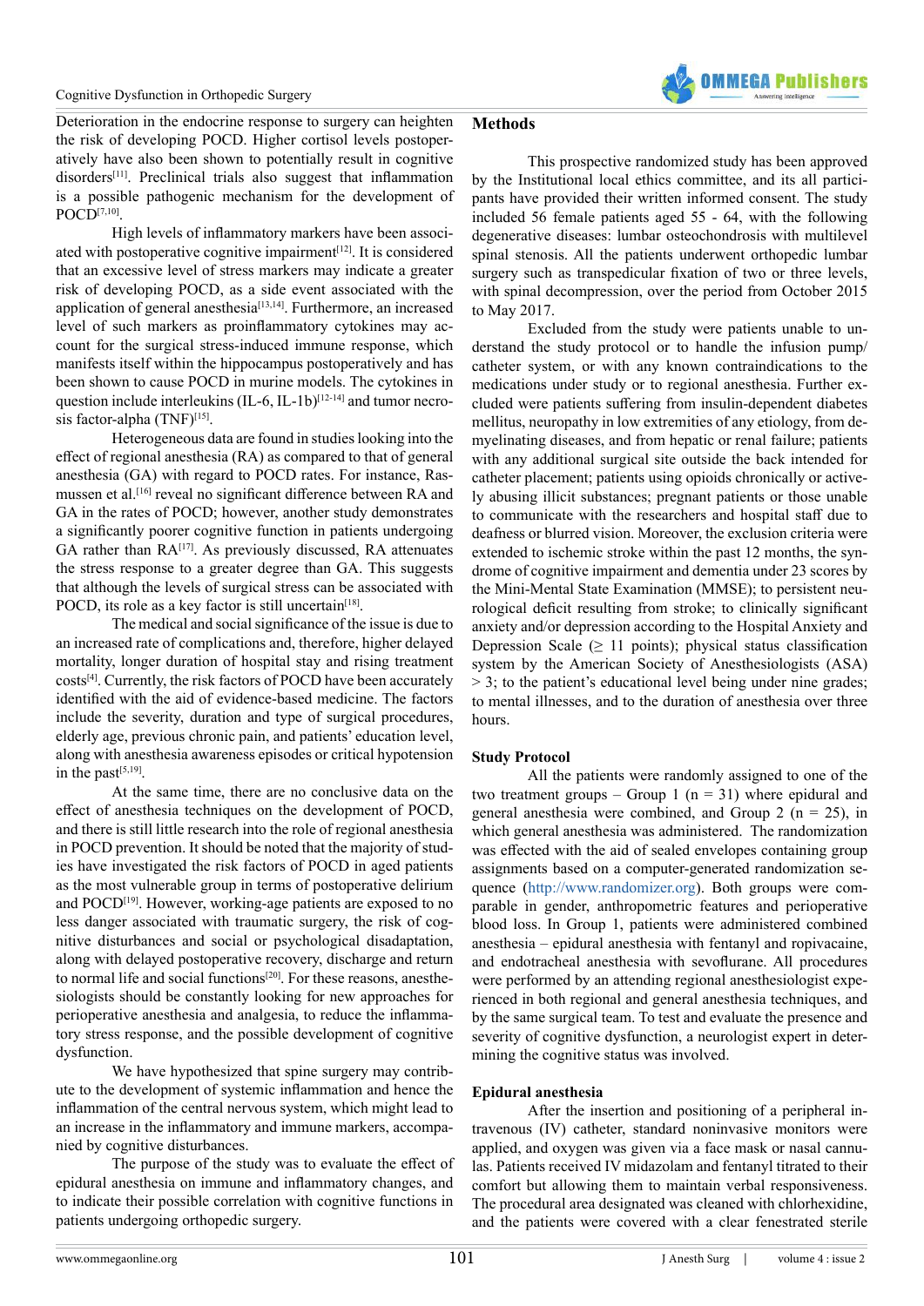Deterioration in the endocrine response to surgery can heighten the risk of developing POCD. Higher cortisol levels postoperatively have also been shown to potentially result in cognitive disorders[11]. Preclinical trials also suggest that inflammation is a possible pathogenic mechanism for the development of POCD[7,10].

High levels of inflammatory markers have been associated with postoperative cognitive impairment[12]. It is considered that an excessive level of stress markers may indicate a greater risk of developing POCD, as a side event associated with the application of general anesthesia[13,14]. Furthermore, an increased level of such markers as proinflammatory cytokines may account for the surgical stress-induced immune response, which manifests itself within the hippocampus postoperatively and has been shown to cause POCD in murine models. The cytokines in question include interleukins (IL-6, IL-1b)[12-14] and tumor necrosis factor-alpha (TNF)[15].

Heterogeneous data are found in studies looking into the effect of regional anesthesia (RA) as compared to that of general anesthesia (GA) with regard to POCD rates. For instance, Rasmussen et al.[16] reveal no significant difference between RA and GA in the rates of POCD; however, another study demonstrates a significantly poorer cognitive function in patients undergoing GA rather than RA[17]. As previously discussed, RA attenuates the stress response to a greater degree than GA. This suggests that although the levels of surgical stress can be associated with POCD, its role as a key factor is still uncertain[18].

The medical and social significance of the issue is due to an increased rate of complications and, therefore, higher delayed mortality, longer duration of hospital stay and rising treatment costs[4]. Currently, the risk factors of POCD have been accurately identified with the aid of evidence-based medicine. The factors include the severity, duration and type of surgical procedures, elderly age, previous chronic pain, and patients' education level, along with anesthesia awareness episodes or critical hypotension in the past[5,19].

At the same time, there are no conclusive data on the effect of anesthesia techniques on the development of POCD, and there is still little research into the role of regional anesthesia in POCD prevention. It should be noted that the majority of studies have investigated the risk factors of POCD in aged patients as the most vulnerable group in terms of postoperative delirium and POCD[19]. However, working-age patients are exposed to no less danger associated with traumatic surgery, the risk of cognitive disturbances and social or psychological disadaptation, along with delayed postoperative recovery, discharge and return to normal life and social functions[20]. For these reasons, anesthesiologists should be constantly looking for new approaches for perioperative anesthesia and analgesia, to reduce the inflammatory stress response, and the possible development of cognitive dysfunction.

We have hypothesized that spine surgery may contribute to the development of systemic inflammation and hence the inflammation of the central nervous system, which might lead to an increase in the inflammatory and immune markers, accompanied by cognitive disturbances.

The purpose of the study was to evaluate the effect of epidural anesthesia on immune and inflammatory changes, and to indicate their possible correlation with cognitive functions in patients undergoing orthopedic surgery.

## Methods

This prospective randomized study has been approved by the Institutional local ethics committee, and its all participants have provided their written informed consent. The study included 56 female patients aged 55 - 64, with the following degenerative diseases: lumbar osteochondrosis with multilevel spinal stenosis. All the patients underwent orthopedic lumbar surgery such as transpedicular fixation of two or three levels, with spinal decompression, over the period from October 2015 to May 2017.

Excluded from the study were patients unable to understand the study protocol or to handle the infusion pump/catheter system, or with any known contraindications to the medications under study or to regional anesthesia. Further excluded were patients suffering from insulin-dependent diabetes mellitus, neuropathy in low extremities of any etiology, from demyelinating diseases, and from hepatic or renal failure; patients with any additional surgical site outside the back intended for catheter placement; patients using opioids chronically or actively abusing illicit substances; pregnant patients or those unable to communicate with the researchers and hospital staff due to deafness or blurred vision. Moreover, the exclusion criteria were extended to ischemic stroke within the past 12 months, the syndrome of cognitive impairment and dementia under 23 scores by the Mini-Mental State Examination (MMSE); to persistent neurological deficit resulting from stroke; to clinically significant anxiety and/or depression according to the Hospital Anxiety and Depression Scale (≥ 11 points); physical status classification system by the American Society of Anesthesiologists (ASA) > 3; to the patient's educational level being under nine grades; to mental illnesses, and to the duration of anesthesia over three hours.

### Study Protocol

All the patients were randomly assigned to one of the two treatment groups – Group 1 (n = 31) where epidural and general anesthesia were combined, and Group 2 (n = 25), in which general anesthesia was administered. The randomization was effected with the aid of sealed envelopes containing group assignments based on a computer-generated randomization sequence (http://www.randomizer.org). Both groups were comparable in gender, anthropometric features and perioperative blood loss. In Group 1, patients were administered combined anesthesia – epidural anesthesia with fentanyl and ropivacaine, and endotracheal anesthesia with sevoflurane. All procedures were performed by an attending regional anesthesiologist experienced in both regional and general anesthesia techniques, and by the same surgical team. To test and evaluate the presence and severity of cognitive dysfunction, a neurologist expert in determining the cognitive status was involved.

### Epidural anesthesia

After the insertion and positioning of a peripheral intravenous (IV) catheter, standard noninvasive monitors were applied, and oxygen was given via a face mask or nasal cannulas. Patients received IV midazolam and fentanyl titrated to their comfort but allowing them to maintain verbal responsiveness. The procedural area designated was cleaned with chlorhexidine, and the patients were covered with a clear fenestrated sterile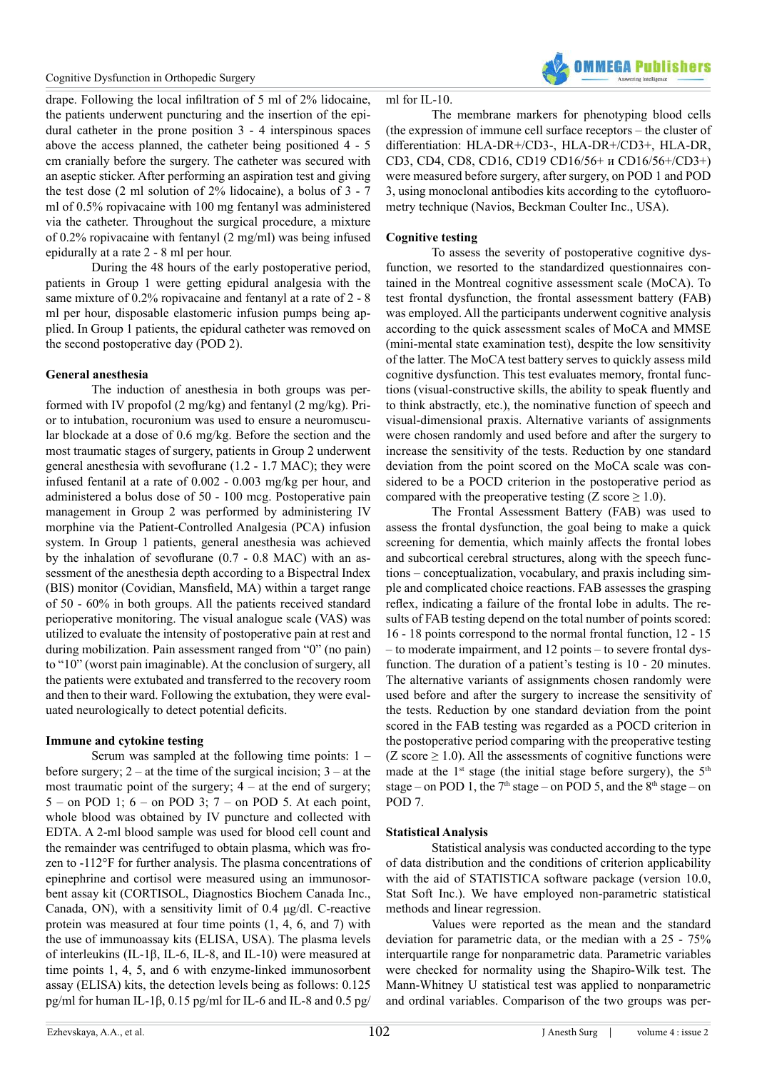drape. Following the local infiltration of 5 ml of 2% lidocaine, the patients underwent puncturing and the insertion of the epidural catheter in the prone position 3 - 4 interspinous spaces above the access planned, the catheter being positioned 4 - 5 cm cranially before the surgery. The catheter was secured with an aseptic sticker. After performing an aspiration test and giving the test dose (2 ml solution of 2% lidocaine), a bolus of 3 - 7 ml of 0.5% ropivacaine with 100 mg fentanyl was administered via the catheter. Throughout the surgical procedure, a mixture of 0.2% ropivacaine with fentanyl (2 mg/ml) was being infused epidurally at a rate 2 - 8 ml per hour.

During the 48 hours of the early postoperative period, patients in Group 1 were getting epidural analgesia with the same mixture of 0.2% ropivacaine and fentanyl at a rate of 2 - 8 ml per hour, disposable elastomeric infusion pumps being applied. In Group 1 patients, the epidural catheter was removed on the second postoperative day (POD 2).

**General anesthesia**

The induction of anesthesia in both groups was performed with IV propofol (2 mg/kg) and fentanyl (2 mg/kg). Prior to intubation, rocuronium was used to ensure a neuromuscular blockade at a dose of 0.6 mg/kg. Before the section and the most traumatic stages of surgery, patients in Group 2 underwent general anesthesia with sevoflurane (1.2 - 1.7 MAC); they were infused fentanil at a rate of 0.002 - 0.003 mg/kg per hour, and administered a bolus dose of 50 - 100 mcg. Postoperative pain management in Group 2 was performed by administering IV morphine via the Patient-Controlled Analgesia (PCA) infusion system. In Group 1 patients, general anesthesia was achieved by the inhalation of sevoflurane (0.7 - 0.8 MAC) with an assessment of the anesthesia depth according to a Bispectral Index (BIS) monitor (Covidien, Mansfield, MA) within a target range of 50 - 60% in both groups. All the patients received standard perioperative monitoring. The visual analogue scale (VAS) was utilized to evaluate the intensity of postoperative pain at rest and during mobilization. Pain assessment ranged from "0" (no pain) to "10" (worst pain imaginable). At the conclusion of surgery, all the patients were extubated and transferred to the recovery room and then to their ward. Following the extubation, they were evaluated neurologically to detect potential deficits.

**Immune and cytokine testing**

Serum was sampled at the following time points: 1 – before surgery; 2 – at the time of the surgical incision; 3 – at the most traumatic point of the surgery; 4 – at the end of surgery; 5 – on POD 1; 6 – on POD 3; 7 – on POD 5. At each point, whole blood was obtained by IV puncture and collected with EDTA. A 2-ml blood sample was used for blood cell count and the remainder was centrifuged to obtain plasma, which was frozen to -112°F for further analysis. The plasma concentrations of epinephrine and cortisol were measured using an immunosorbent assay kit (CORTISOL, Diagnostics Biochem Canada Inc., Canada, ON), with a sensitivity limit of 0.4 μg/dl. C-reactive protein was measured at four time points (1, 4, 6, and 7) with the use of immunoassay kits (ELISA, USA). The plasma levels of interleukins (IL-1β, IL-6, IL-8, and IL-10) were measured at time points 1, 4, 5, and 6 with enzyme-linked immunosorbent assay (ELISA) kits, the detection levels being as follows: 0.125 pg/ml for human IL-1β, 0.15 pg/ml for IL-6 and IL-8 and 0.5 pg/ml for IL-10.

The membrane markers for phenotyping blood cells (the expression of immune cell surface receptors – the cluster of differentiation: HLA-DR+/CD3-, HLA-DR+/CD3+, HLA-DR, CD3, CD4, CD8, CD16, CD19 CD16/56+ и CD16/56+/CD3+) were measured before surgery, after surgery, on POD 1 and POD 3, using monoclonal antibodies kits according to the cytofluorometry technique (Navios, Beckman Coulter Inc., USA).

**Cognitive testing**

To assess the severity of postoperative cognitive dysfunction, we resorted to the standardized questionnaires contained in the Montreal cognitive assessment scale (MoCA). To test frontal dysfunction, the frontal assessment battery (FAB) was employed. All the participants underwent cognitive analysis according to the quick assessment scales of MoCA and MMSE (mini-mental state examination test), despite the low sensitivity of the latter. The MoCA test battery serves to quickly assess mild cognitive dysfunction. This test evaluates memory, frontal functions (visual-constructive skills, the ability to speak fluently and to think abstractly, etc.), the nominative function of speech and visual-dimensional praxis. Alternative variants of assignments were chosen randomly and used before and after the surgery to increase the sensitivity of the tests. Reduction by one standard deviation from the point scored on the MoCA scale was considered to be a POCD criterion in the postoperative period as compared with the preoperative testing (Z score $\geq$ 1.0).

The Frontal Assessment Battery (FAB) was used to assess the frontal dysfunction, the goal being to make a quick screening for dementia, which mainly affects the frontal lobes and subcortical cerebral structures, along with the speech functions – conceptualization, vocabulary, and praxis including simple and complicated choice reactions. FAB assesses the grasping reflex, indicating a failure of the frontal lobe in adults. The results of FAB testing depend on the total number of points scored: 16 - 18 points correspond to the normal frontal function, 12 - 15 – to moderate impairment, and 12 points – to severe frontal dysfunction. The duration of a patient's testing is 10 - 20 minutes. The alternative variants of assignments chosen randomly were used before and after the surgery to increase the sensitivity of the tests. Reduction by one standard deviation from the point scored in the FAB testing was regarded as a POCD criterion in the postoperative period comparing with the preoperative testing (Z score $\geq$ 1.0). All the assessments of cognitive functions were made at the 1st stage (the initial stage before surgery), the 5th stage – on POD 1, the 7th stage – on POD 5, and the 8th stage – on POD 7.

**Statistical Analysis**

Statistical analysis was conducted according to the type of data distribution and the conditions of criterion applicability with the aid of STATISTICA software package (version 10.0, Stat Soft Inc.). We have employed non-parametric statistical methods and linear regression.

Values were reported as the mean and the standard deviation for parametric data, or the median with a 25 - 75% interquartile range for nonparametric data. Parametric variables were checked for normality using the Shapiro-Wilk test. The Mann-Whitney U statistical test was applied to nonparametric and ordinal variables. Comparison of the two groups was per-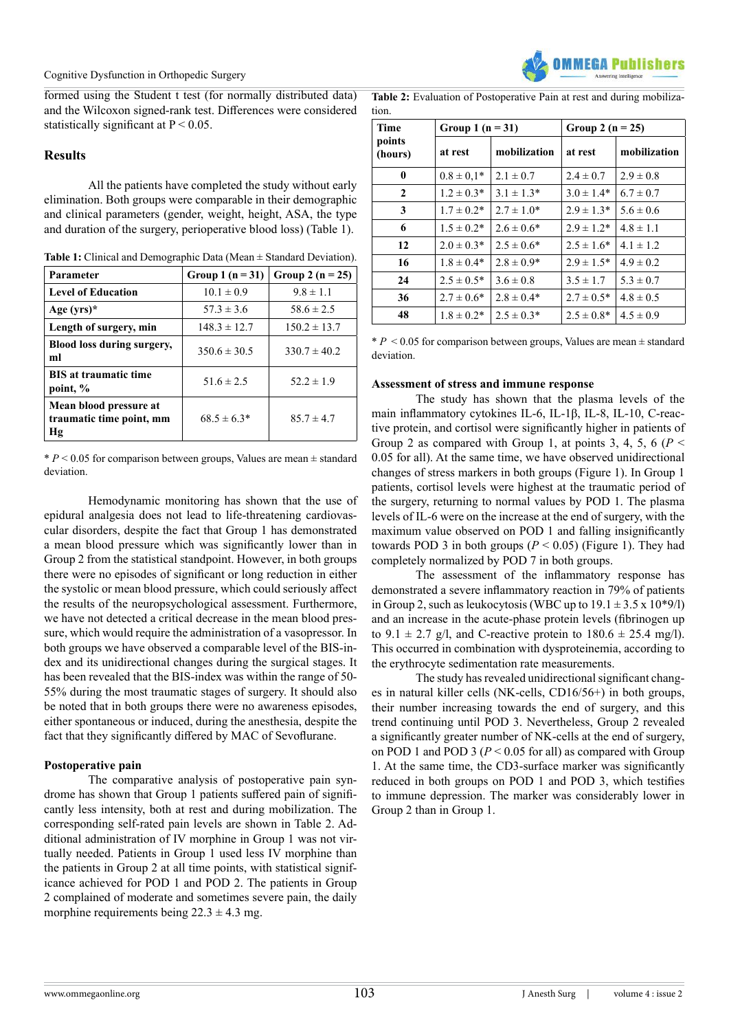formed using the Student t test (for normally distributed data) and the Wilcoxon signed-rank test. Differences were considered statistically significant at $P < 0.05$.

## Results

All the patients have completed the study without early elimination. Both groups were comparable in their demographic and clinical parameters (gender, weight, height, ASA, the type and duration of the surgery, perioperative blood loss) (Table 1).

**Table 1:** Clinical and Demographic Data (Mean ± Standard Deviation).

| Parameter | Group 1 (n = 31) | Group 2 (n = 25) |
|---|---|---|
| Level of Education | 10.1 ± 0.9 | 9.8 ± 1.1 |
| Age (yrs)* | 57.3 ± 3.6 | 58.6 ± 2.5 |
| Length of surgery, min | 148.3 ± 12.7 | 150.2 ± 13.7 |
| Blood loss during surgery, ml | 350.6 ± 30.5 | 330.7 ± 40.2 |
| BIS at traumatic time point, % | 51.6 ± 2.5 | 52.2 ± 1.9 |
| Mean blood pressure at traumatic time point, mm Hg | 68.5 ± 6.3* | 85.7 ± 4.7 |

* $P < 0.05$ for comparison between groups, Values are mean ± standard deviation.

Hemodynamic monitoring has shown that the use of epidural analgesia does not lead to life-threatening cardiovascular disorders, despite the fact that Group 1 has demonstrated a mean blood pressure which was significantly lower than in Group 2 from the statistical standpoint. However, in both groups there were no episodes of significant or long reduction in either the systolic or mean blood pressure, which could seriously affect the results of the neuropsychological assessment. Furthermore, we have not detected a critical decrease in the mean blood pressure, which would require the administration of a vasopressor. In both groups we have observed a comparable level of the BIS-index and its unidirectional changes during the surgical stages. It has been revealed that the BIS-index was within the range of 50-55% during the most traumatic stages of surgery. It should also be noted that in both groups there were no awareness episodes, either spontaneous or induced, during the anesthesia, despite the fact that they significantly differed by MAC of Sevoflurane.

### Postoperative pain

The comparative analysis of postoperative pain syndrome has shown that Group 1 patients suffered pain of significantly less intensity, both at rest and during mobilization. The corresponding self-rated pain levels are shown in Table 2. Additional administration of IV morphine in Group 1 was not virtually needed. Patients in Group 1 used less IV morphine than the patients in Group 2 at all time points, with statistical significance achieved for POD 1 and POD 2. The patients in Group 2 complained of moderate and sometimes severe pain, the daily morphine requirements being 22.3 ± 4.3 mg.

**Table 2:** Evaluation of Postoperative Pain at rest and during mobilization.

| Time points (hours) | Group 1 (n = 31) | | Group 2 (n = 25) | |
|---|---|---|---|---|
| | at rest | mobilization | at rest | mobilization |
| 0 | 0.8 ± 0,1* | 2.1 ± 0.7 | 2.4 ± 0.7 | 2.9 ± 0.8 |
| 2 | 1.2 ± 0.3* | 3.1 ± 1.3* | 3.0 ± 1.4* | 6.7 ± 0.7 |
| 3 | 1.7 ± 0.2* | 2.7 ± 1.0* | 2.9 ± 1.3* | 5.6 ± 0.6 |
| 6 | 1.5 ± 0.2* | 2.6 ± 0.6* | 2.9 ± 1.2* | 4.8 ± 1.1 |
| 12 | 2.0 ± 0.3* | 2.5 ± 0.6* | 2.5 ± 1.6* | 4.1 ± 1.2 |
| 16 | 1.8 ± 0.4* | 2.8 ± 0.9* | 2.9 ± 1.5* | 4.9 ± 0.2 |
| 24 | 2.5 ± 0.5* | 3.6 ± 0.8 | 3.5 ± 1.7 | 5.3 ± 0.7 |
| 36 | 2.7 ± 0.6* | 2.8 ± 0.4* | 2.7 ± 0.5* | 4.8 ± 0.5 |
| 48 | 1.8 ± 0.2* | 2.5 ± 0.3* | 2.5 ± 0.8* | 4.5 ± 0.9 |

* $P < 0.05$ for comparison between groups, Values are mean ± standard deviation.

### Assessment of stress and immune response

The study has shown that the plasma levels of the main inflammatory cytokines IL-6, IL-1β, IL-8, IL-10, C-reactive protein, and cortisol were significantly higher in patients of Group 2 as compared with Group 1, at points 3, 4, 5, 6 ($P < 0.05$ for all). At the same time, we have observed unidirectional changes of stress markers in both groups (Figure 1). In Group 1 patients, cortisol levels were highest at the traumatic period of the surgery, returning to normal values by POD 1. The plasma levels of IL-6 were on the increase at the end of surgery, with the maximum value observed on POD 1 and falling insignificantly towards POD 3 in both groups ($P < 0.05$) (Figure 1). They had completely normalized by POD 7 in both groups.

The assessment of the inflammatory response has demonstrated a severe inflammatory reaction in 79% of patients in Group 2, such as leukocytosis (WBC up to 19.1 ± 3.5 x 10*9/l) and an increase in the acute-phase protein levels (fibrinogen up to 9.1 ± 2.7 g/l, and C-reactive protein to 180.6 ± 25.4 mg/l). This occurred in combination with dysproteinemia, according to the erythrocyte sedimentation rate measurements.

The study has revealed unidirectional significant changes in natural killer cells (NK-cells, CD16/56+) in both groups, their number increasing towards the end of surgery, and this trend continuing until POD 3. Nevertheless, Group 2 revealed a significantly greater number of NK-cells at the end of surgery, on POD 1 and POD 3 ($P < 0.05$ for all) as compared with Group 1. At the same time, the CD3-surface marker was significantly reduced in both groups on POD 1 and POD 3, which testifies to immune depression. The marker was considerably lower in Group 2 than in Group 1.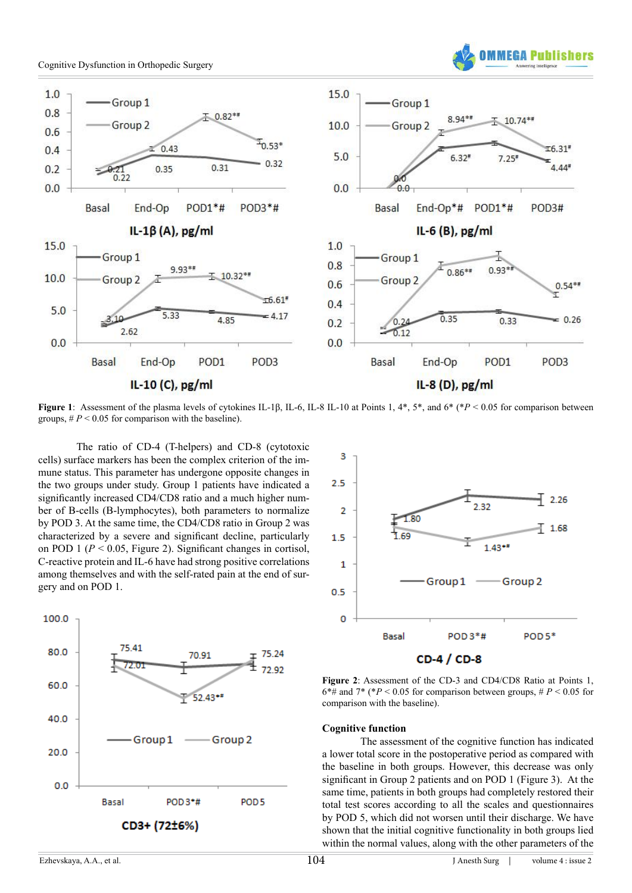**Figure 1**: Assessment of the plasma levels of cytokines IL-1β, IL-6, IL-8 IL-10 at Points 1, 4*, 5*, and 6* (*$P < 0.05$ for comparison between groups, # $P < 0.05$ for comparison with the baseline).

The ratio of CD-4 (T-helpers) and CD-8 (cytotoxic cells) surface markers has been the complex criterion of the immune status. This parameter has undergone opposite changes in the two groups under study. Group 1 patients have indicated a significantly increased CD4/CD8 ratio and a much higher number of B-cells (B-lymphocytes), both parameters to normalize by POD 3. At the same time, the CD4/CD8 ratio in Group 2 was characterized by a severe and significant decline, particularly on POD 1 ($P < 0.05$, Figure 2). Significant changes in cortisol, C-reactive protein and IL-6 have had strong positive correlations among themselves and with the self-rated pain at the end of surgery and on POD 1.

**Figure 2**: Assessment of the CD-3 and CD4/CD8 Ratio at Points 1, 6*# and 7* (*$P < 0.05$ for comparison between groups, # $P < 0.05$ for comparison with the baseline).

## Cognitive function

The assessment of the cognitive function has indicated a lower total score in the postoperative period as compared with the baseline in both groups. However, this decrease was only significant in Group 2 patients and on POD 1 (Figure 3). At the same time, patients in both groups had completely restored their total test scores according to all the scales and questionnaires by POD 5, which did not worsen until their discharge. We have shown that the initial cognitive functionality in both groups lied within the normal values, along with the other parameters of the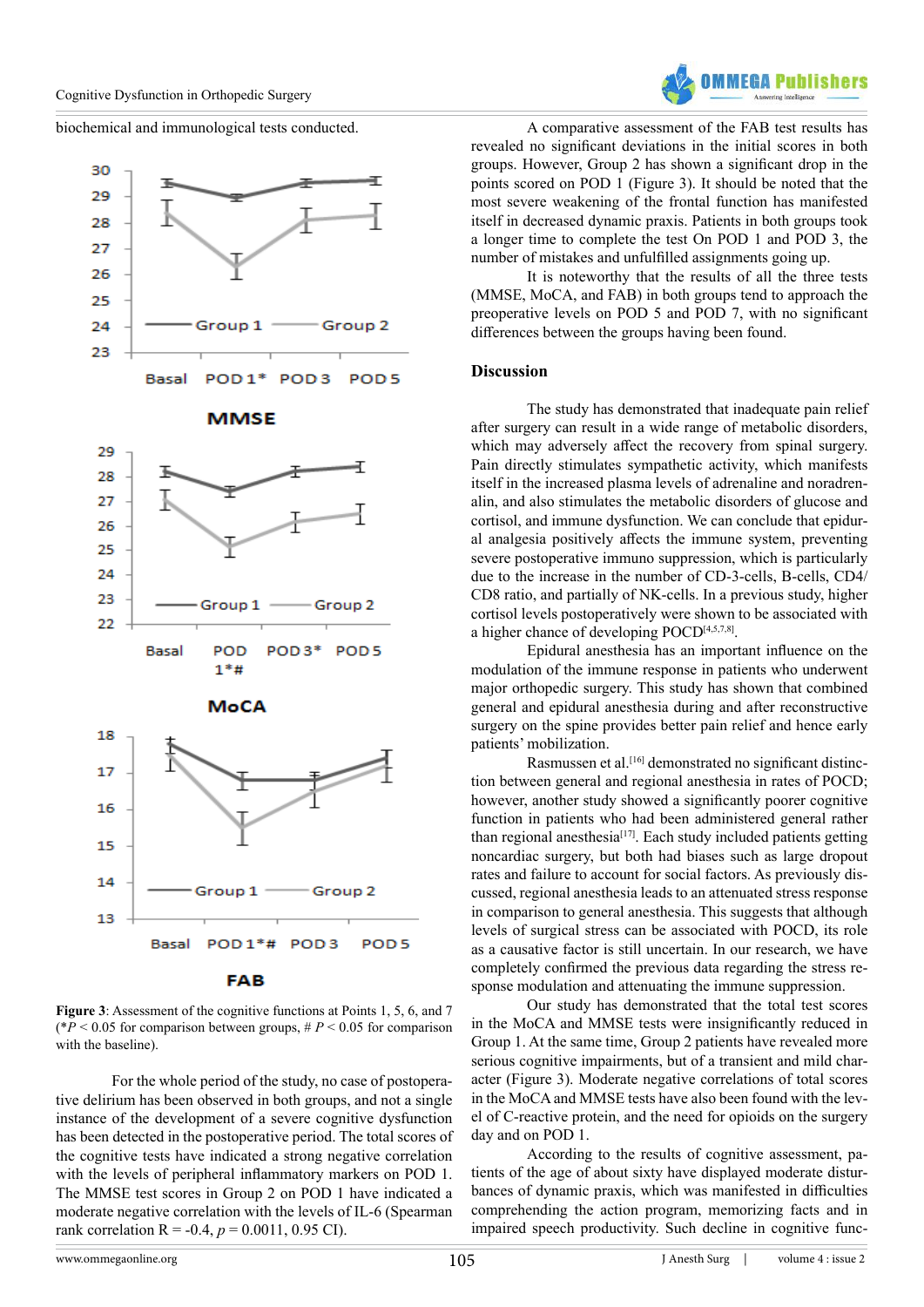biochemical and immunological tests conducted.

**Figure 3**: Assessment of the cognitive functions at Points 1, 5, 6, and 7 (\*$P < 0.05$ for comparison between groups, # $P < 0.05$ for comparison with the baseline).

For the whole period of the study, no case of postoperative delirium has been observed in both groups, and not a single instance of the development of a severe cognitive dysfunction has been detected in the postoperative period. The total scores of the cognitive tests have indicated a strong negative correlation with the levels of peripheral inflammatory markers on POD 1. The MMSE test scores in Group 2 on POD 1 have indicated a moderate negative correlation with the levels of IL-6 (Spearman rank correlation R = -0.4, $p = 0.0011$, 0.95 CI).

A comparative assessment of the FAB test results has revealed no significant deviations in the initial scores in both groups. However, Group 2 has shown a significant drop in the points scored on POD 1 (Figure 3). It should be noted that the most severe weakening of the frontal function has manifested itself in decreased dynamic praxis. Patients in both groups took a longer time to complete the test On POD 1 and POD 3, the number of mistakes and unfulfilled assignments going up.

It is noteworthy that the results of all the three tests (MMSE, MoCA, and FAB) in both groups tend to approach the preoperative levels on POD 5 and POD 7, with no significant differences between the groups having been found.

## Discussion

The study has demonstrated that inadequate pain relief after surgery can result in a wide range of metabolic disorders, which may adversely affect the recovery from spinal surgery. Pain directly stimulates sympathetic activity, which manifests itself in the increased plasma levels of adrenaline and noradrenalin, and also stimulates the metabolic disorders of glucose and cortisol, and immune dysfunction. We can conclude that epidural analgesia positively affects the immune system, preventing severe postoperative immuno suppression, which is particularly due to the increase in the number of CD-3-cells, B-cells, CD4/CD8 ratio, and partially of NK-cells. In a previous study, higher cortisol levels postoperatively were shown to be associated with a higher chance of developing POCD[4,5,7,8].

Epidural anesthesia has an important influence on the modulation of the immune response in patients who underwent major orthopedic surgery. This study has shown that combined general and epidural anesthesia during and after reconstructive surgery on the spine provides better pain relief and hence early patients' mobilization.

Rasmussen et al.[16] demonstrated no significant distinction between general and regional anesthesia in rates of POCD; however, another study showed a significantly poorer cognitive function in patients who had been administered general rather than regional anesthesia[17]. Each study included patients getting noncardiac surgery, but both had biases such as large dropout rates and failure to account for social factors. As previously discussed, regional anesthesia leads to an attenuated stress response in comparison to general anesthesia. This suggests that although levels of surgical stress can be associated with POCD, its role as a causative factor is still uncertain. In our research, we have completely confirmed the previous data regarding the stress response modulation and attenuating the immune suppression.

Our study has demonstrated that the total test scores in the MoCA and MMSE tests were insignificantly reduced in Group 1. At the same time, Group 2 patients have revealed more serious cognitive impairments, but of a transient and mild character (Figure 3). Moderate negative correlations of total scores in the MoCA and MMSE tests have also been found with the level of C-reactive protein, and the need for opioids on the surgery day and on POD 1.

According to the results of cognitive assessment, patients of the age of about sixty have displayed moderate disturbances of dynamic praxis, which was manifested in difficulties comprehending the action program, memorizing facts and in impaired speech productivity. Such decline in cognitive func-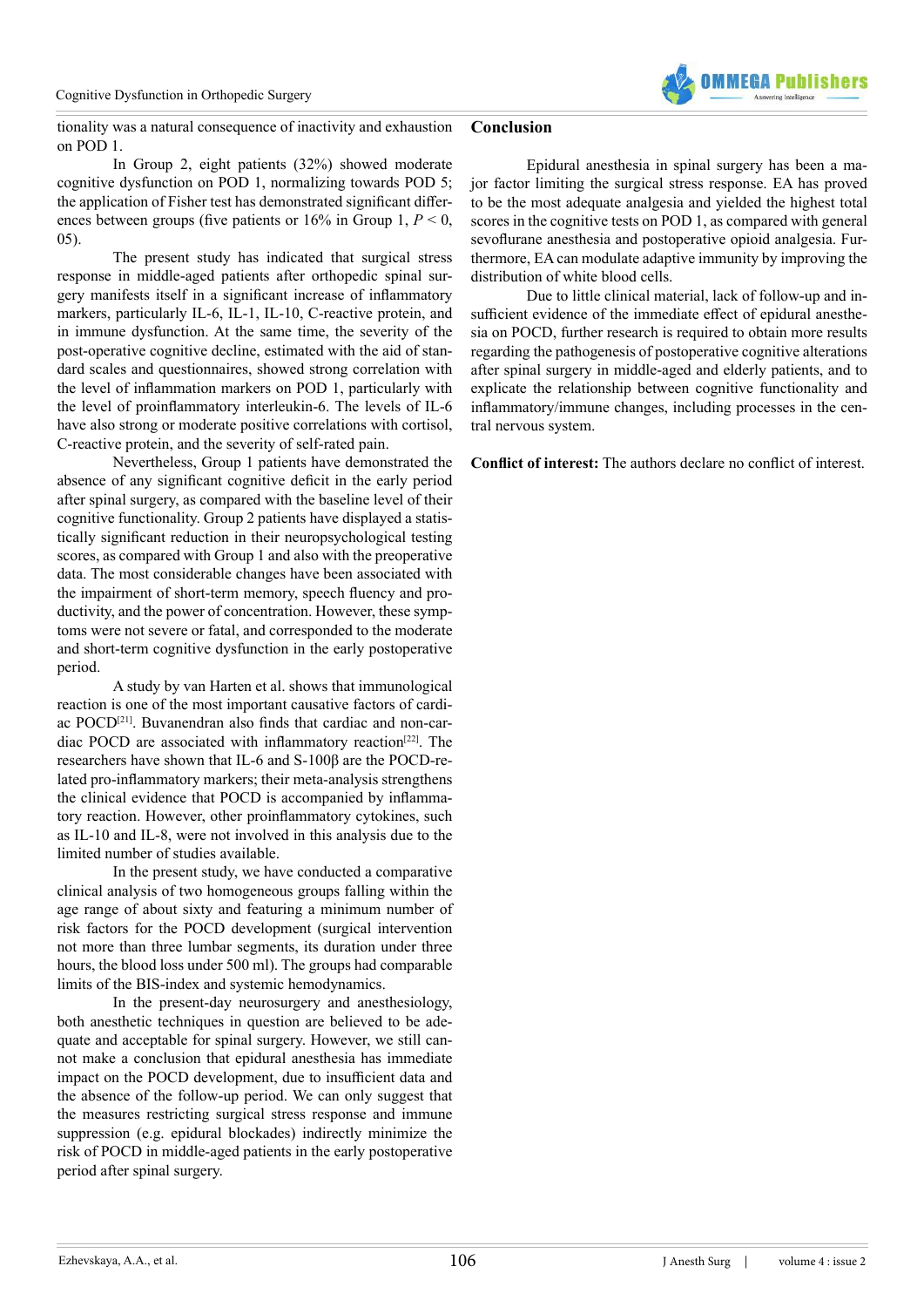tionality was a natural consequence of inactivity and exhaustion on POD 1.

In Group 2, eight patients (32%) showed moderate cognitive dysfunction on POD 1, normalizing towards POD 5; the application of Fisher test has demonstrated significant differences between groups (five patients or 16% in Group 1, $P < 0,05$).

The present study has indicated that surgical stress response in middle-aged patients after orthopedic spinal surgery manifests itself in a significant increase of inflammatory markers, particularly IL-6, IL-1, IL-10, C-reactive protein, and in immune dysfunction. At the same time, the severity of the post-operative cognitive decline, estimated with the aid of standard scales and questionnaires, showed strong correlation with the level of inflammation markers on POD 1, particularly with the level of proinflammatory interleukin-6. The levels of IL-6 have also strong or moderate positive correlations with cortisol, C-reactive protein, and the severity of self-rated pain.

Nevertheless, Group 1 patients have demonstrated the absence of any significant cognitive deficit in the early period after spinal surgery, as compared with the baseline level of their cognitive functionality. Group 2 patients have displayed a statistically significant reduction in their neuropsychological testing scores, as compared with Group 1 and also with the preoperative data. The most considerable changes have been associated with the impairment of short-term memory, speech fluency and productivity, and the power of concentration. However, these symptoms were not severe or fatal, and corresponded to the moderate and short-term cognitive dysfunction in the early postoperative period.

A study by van Harten et al. shows that immunological reaction is one of the most important causative factors of cardiac POCD[21]. Buvanendran also finds that cardiac and non-cardiac POCD are associated with inflammatory reaction[22]. The researchers have shown that IL-6 and S-100β are the POCD-related pro-inflammatory markers; their meta-analysis strengthens the clinical evidence that POCD is accompanied by inflammatory reaction. However, other proinflammatory cytokines, such as IL-10 and IL-8, were not involved in this analysis due to the limited number of studies available.

In the present study, we have conducted a comparative clinical analysis of two homogeneous groups falling within the age range of about sixty and featuring a minimum number of risk factors for the POCD development (surgical intervention not more than three lumbar segments, its duration under three hours, the blood loss under 500 ml). The groups had comparable limits of the BIS-index and systemic hemodynamics.

In the present-day neurosurgery and anesthesiology, both anesthetic techniques in question are believed to be adequate and acceptable for spinal surgery. However, we still cannot make a conclusion that epidural anesthesia has immediate impact on the POCD development, due to insufficient data and the absence of the follow-up period. We can only suggest that the measures restricting surgical stress response and immune suppression (e.g. epidural blockades) indirectly minimize the risk of POCD in middle-aged patients in the early postoperative period after spinal surgery.

## Conclusion

Epidural anesthesia in spinal surgery has been a major factor limiting the surgical stress response. EA has proved to be the most adequate analgesia and yielded the highest total scores in the cognitive tests on POD 1, as compared with general sevoflurane anesthesia and postoperative opioid analgesia. Furthermore, EA can modulate adaptive immunity by improving the distribution of white blood cells.

Due to little clinical material, lack of follow-up and insufficient evidence of the immediate effect of epidural anesthesia on POCD, further research is required to obtain more results regarding the pathogenesis of postoperative cognitive alterations after spinal surgery in middle-aged and elderly patients, and to explicate the relationship between cognitive functionality and inflammatory/immune changes, including processes in the central nervous system.

**Conflict of interest:** The authors declare no conflict of interest.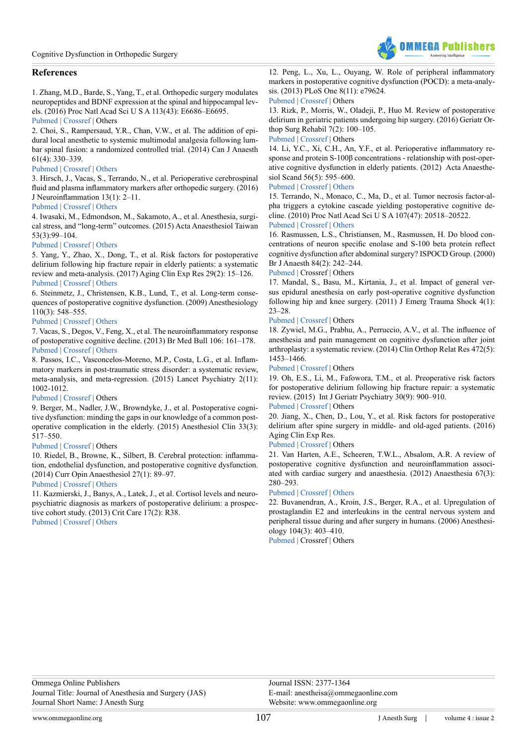## References

1. Zhang, M.D., Barde, S., Yang, T., et al. Orthopedic surgery modulates neuropeptides and BDNF expression at the spinal and hippocampal levels. (2016) Proc Natl Acad Sci U S A 113(43): E6686–E6695.
Pubmed | Crossref | Others

2. Choi, S., Rampersaud, Y.R., Chan, V.W., et al. The addition of epidural local anesthetic to systemic multimodal analgesia following lumbar spinal fusion: a randomized controlled trial. (2014) Can J Anaesth 61(4): 330–339.
Pubmed | Crossref | Others

3. Hirsch, J., Vacas, S., Terrando, N., et al. Perioperative cerebrospinal fluid and plasma inflammatory markers after orthopedic surgery. (2016) J Neuroinflammation 13(1): 2–11.
Pubmed | Crossref | Others

4. Iwasaki, M., Edmondson, M., Sakamoto, A., et al. Anesthesia, surgical stress, and "long-term" outcomes. (2015) Acta Anaesthesiol Taiwan 53(3):99–104.
Pubmed | Crossref | Others

5. Yang, Y., Zhao, X., Dong, T., et al. Risk factors for postoperative delirium following hip fracture repair in elderly patients: a systematic review and meta-analysis. (2017) Aging Clin Exp Res 29(2): 15–126.
Pubmed | Crossref | Others

6. Steinmetz, J., Christensen, K.B., Lund, T., et al. Long-term consequences of postoperative cognitive dysfunction. (2009) Anesthesiology 110(3): 548–555.
Pubmed | Crossref | Others

7. Vacas, S., Degos, V., Feng, X., et al. The neuroinflammatory response of postoperative cognitive decline. (2013) Br Med Bull 106: 161–178.
Pubmed | Crossref | Others

8. Passos, I.C., Vasconcelos-Moreno, M.P., Costa, L.G., et al. Inflammatory markers in post-traumatic stress disorder: a systematic review, meta-analysis, and meta-regression. (2015) Lancet Psychiatry 2(11): 1002-1012.
Pubmed | Crossref | Others

9. Berger, M., Nadler, J.W., Browndyke, J., et al. Postoperative cognitive dysfunction: minding the gaps in our knowledge of a common postoperative complication in the elderly. (2015) Anesthesiol Clin 33(3): 517–550.
Pubmed | Crossref | Others

10. Riedel, B., Browne, K., Silbert, B. Cerebral protection: inflammation, endothelial dysfunction, and postoperative cognitive dysfunction. (2014) Curr Opin Anaesthesiol 27(1): 89–97.
Pubmed | Crossref | Others

11. Kazmierski, J., Banys, A., Latek, J., et al. Cortisol levels and neuropsychiatric diagnosis as markers of postoperative delirium: a prospective cohort study. (2013) Crit Care 17(2): R38.
Pubmed | Crossref | Others

12. Peng, L., Xu, L., Ouyang, W. Role of peripheral inflammatory markers in postoperative cognitive dysfunction (POCD): a meta-analysis. (2013) PLoS One 8(11): e79624.
Pubmed | Crossref | Others

13. Rizk, P., Morris, W., Oladeji, P., Huo M. Review of postoperative delirium in geriatric patients undergoing hip surgery. (2016) Geriatr Orthop Surg Rehabil 7(2): 100–105.
Pubmed | Crossref | Others

14. Li, Y.C., Xi, C.H., An, Y.F., et al. Perioperative inflammatory response and protein S-100β concentrations - relationship with post-operative cognitive dysfunction in elderly patients. (2012) Acta Anaesthesiol Scand 56(5): 595–600.
Pubmed | Crossref | Others

15. Terrando, N., Monaco, C., Ma, D., et al. Tumor necrosis factor-alpha triggers a cytokine cascade yielding postoperative cognitive decline. (2010) Proc Natl Acad Sci U S A 107(47): 20518–20522.
Pubmed | Crossref | Others

16. Rasmussen, L.S., Christiansen, M., Rasmussen, H. Do blood concentrations of neuron specific enolase and S-100 beta protein reflect cognitive dysfunction after abdominal surgery? ISPOCD Group. (2000) Br J Anaesth 84(2): 242–244.
Pubmed | Crossref | Others

17. Mandal, S., Basu, M., Kirtania, J., et al. Impact of general versus epidural anesthesia on early post-operative cognitive dysfunction following hip and knee surgery. (2011) J Emerg Trauma Shock 4(1): 23–28.
Pubmed | Crossref | Others

18. Zywiel, M.G., Prabhu, A., Perruccio, A.V., et al. The influence of anesthesia and pain management on cognitive dysfunction after joint arthroplasty: a systematic review. (2014) Clin Orthop Relat Res 472(5): 1453–1466.
Pubmed | Crossref | Others

19. Oh, E.S., Li, M., Fafowora, T.M., et al. Preoperative risk factors for postoperative delirium following hip fracture repair: a systematic review. (2015) Int J Geriatr Psychiatry 30(9): 900–910.
Pubmed | Crossref | Others

20. Jiang, X., Chen, D., Lou, Y., et al. Risk factors for postoperative delirium after spine surgery in middle- and old-aged patients. (2016) Aging Clin Exp Res.
Pubmed | Crossref | Others

21. Van Harten, A.E., Scheeren, T.W.L., Absalom, A.R. A review of postoperative cognitive dysfunction and neuroinflammation associated with cardiac surgery and anaesthesia. (2012) Anaesthesia 67(3): 280–293.
Pubmed | Crossref | Others

22. Buvanendran, A., Kroin, J.S., Berger, R.A., et al. Upregulation of prostaglandin E2 and interleukins in the central nervous system and peripheral tissue during and after surgery in humans. (2006) Anesthesiology 104(3): 403–410.
Pubmed | Crossref | Others

Ommega Online Publishers
Journal Title: Journal of Anesthesia and Surgery (JAS)
Journal Short Name: J Anesth Surg

Journal ISSN: 2377-1364
E-mail: anestheisa@ommegaonline.com
Website: www.ommegaonline.org